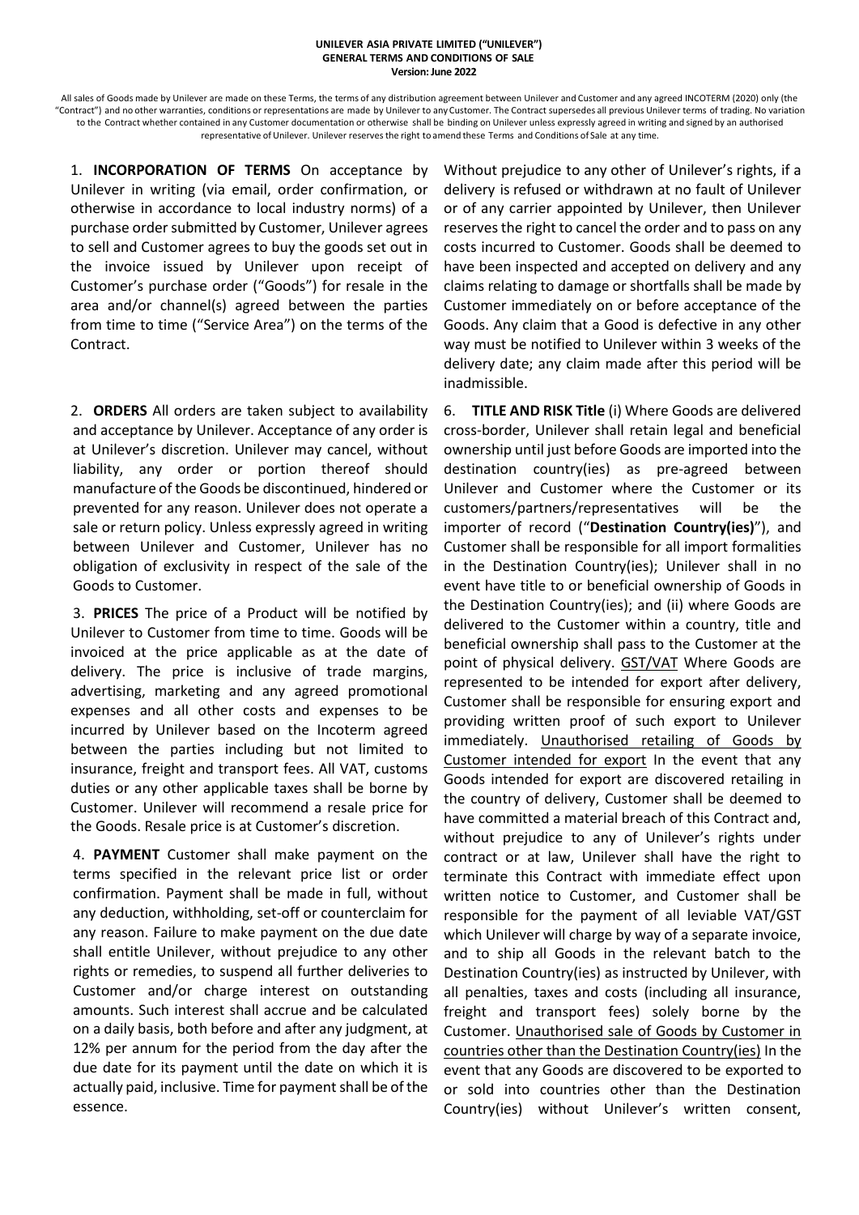**UNILEVER ASIA PRIVATE LIMITED ("UNILEVER")**
**GENERAL TERMS AND CONDITIONS OF SALE**
**Version: June 2022**

All sales of Goods made by Unilever are made on these Terms, the terms of any distribution agreement between Unilever and Customer and any agreed INCOTERM (2020) only (the "Contract") and no other warranties, conditions or representations are made by Unilever to any Customer. The Contract supersedes all previous Unilever terms of trading. No variation to the Contract whether contained in any Customer documentation or otherwise shall be binding on Unilever unless expressly agreed in writing and signed by an authorised representative of Unilever. Unilever reserves the right to amend these Terms and Conditions of Sale at any time.

1. **INCORPORATION OF TERMS** On acceptance by Unilever in writing (via email, order confirmation, or otherwise in accordance to local industry norms) of a purchase order submitted by Customer, Unilever agrees to sell and Customer agrees to buy the goods set out in the invoice issued by Unilever upon receipt of Customer's purchase order ("Goods") for resale in the area and/or channel(s) agreed between the parties from time to time ("Service Area") on the terms of the Contract.

2. **ORDERS** All orders are taken subject to availability and acceptance by Unilever. Acceptance of any order is at Unilever's discretion. Unilever may cancel, without liability, any order or portion thereof should manufacture of the Goods be discontinued, hindered or prevented for any reason. Unilever does not operate a sale or return policy. Unless expressly agreed in writing between Unilever and Customer, Unilever has no obligation of exclusivity in respect of the sale of the Goods to Customer.

3. **PRICES** The price of a Product will be notified by Unilever to Customer from time to time. Goods will be invoiced at the price applicable as at the date of delivery. The price is inclusive of trade margins, advertising, marketing and any agreed promotional expenses and all other costs and expenses to be incurred by Unilever based on the Incoterm agreed between the parties including but not limited to insurance, freight and transport fees. All VAT, customs duties or any other applicable taxes shall be borne by Customer. Unilever will recommend a resale price for the Goods. Resale price is at Customer's discretion.

4. **PAYMENT** Customer shall make payment on the terms specified in the relevant price list or order confirmation. Payment shall be made in full, without any deduction, withholding, set-off or counterclaim for any reason. Failure to make payment on the due date shall entitle Unilever, without prejudice to any other rights or remedies, to suspend all further deliveries to Customer and/or charge interest on outstanding amounts. Such interest shall accrue and be calculated on a daily basis, both before and after any judgment, at 12% per annum for the period from the day after the due date for its payment until the date on which it is actually paid, inclusive. Time for payment shall be of the essence.

Without prejudice to any other of Unilever's rights, if a delivery is refused or withdrawn at no fault of Unilever or of any carrier appointed by Unilever, then Unilever reserves the right to cancel the order and to pass on any costs incurred to Customer. Goods shall be deemed to have been inspected and accepted on delivery and any claims relating to damage or shortfalls shall be made by Customer immediately on or before acceptance of the Goods. Any claim that a Good is defective in any other way must be notified to Unilever within 3 weeks of the delivery date; any claim made after this period will be inadmissible.

6. **TITLE AND RISK Title** (i) Where Goods are delivered cross-border, Unilever shall retain legal and beneficial ownership until just before Goods are imported into the destination country(ies) as pre-agreed between Unilever and Customer where the Customer or its customers/partners/representatives will be the importer of record ("**Destination Country(ies)**"), and Customer shall be responsible for all import formalities in the Destination Country(ies); Unilever shall in no event have title to or beneficial ownership of Goods in the Destination Country(ies); and (ii) where Goods are delivered to the Customer within a country, title and beneficial ownership shall pass to the Customer at the point of physical delivery. GST/VAT Where Goods are represented to be intended for export after delivery, Customer shall be responsible for ensuring export and providing written proof of such export to Unilever immediately. Unauthorised retailing of Goods by Customer intended for export In the event that any Goods intended for export are discovered retailing in the country of delivery, Customer shall be deemed to have committed a material breach of this Contract and, without prejudice to any of Unilever's rights under contract or at law, Unilever shall have the right to terminate this Contract with immediate effect upon written notice to Customer, and Customer shall be responsible for the payment of all leviable VAT/GST which Unilever will charge by way of a separate invoice, and to ship all Goods in the relevant batch to the Destination Country(ies) as instructed by Unilever, with all penalties, taxes and costs (including all insurance, freight and transport fees) solely borne by the Customer. Unauthorised sale of Goods by Customer in countries other than the Destination Country(ies) In the event that any Goods are discovered to be exported to or sold into countries other than the Destination Country(ies) without Unilever's written consent,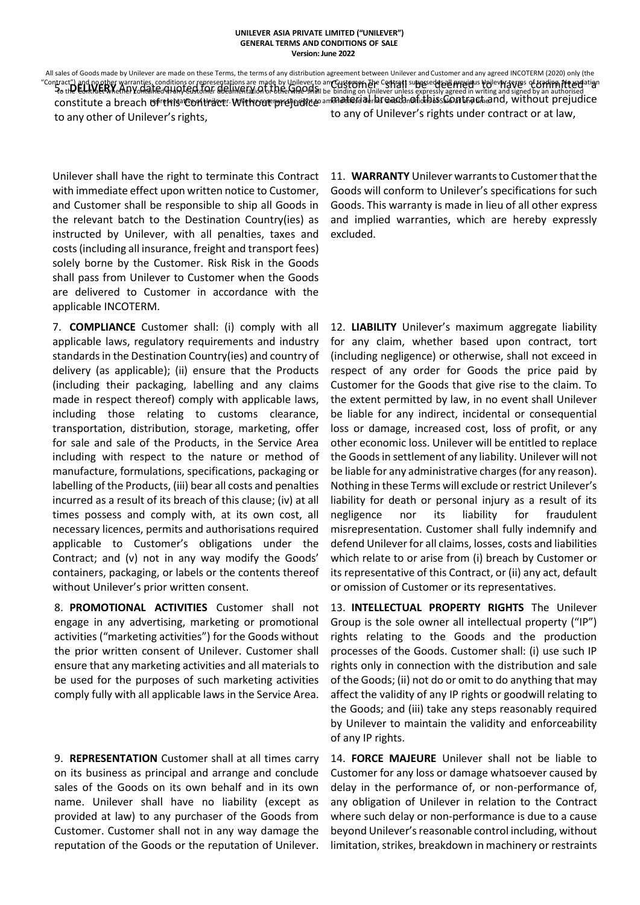**UNILEVER ASIA PRIVATE LIMITED ("UNILEVER")**
**GENERAL TERMS AND CONDITIONS OF SALE**
**Version: June 2022**

All sales of Goods made by Unilever are made on these Terms, the terms of any distribution agreement between Unilever and Customer and any agreed INCOTERM (2020) only (the "Contract") and no other warranties, conditions or representations are made by Unilever to any Customer. The Contract supersedes all previous Unilever terms of trading. No variation to the Contract whether contained in any Customer documentation or otherwise shall be binding on Unilever unless expressly agreed in writing and signed by an authorised representative of Unilever. Unilever reserves the right to amend these Terms and Conditions at any time.

5. **DELIVERY** Any date quoted for delivery of the Goods constitute a breach of this Contract. Without prejudice to any other of Unilever's rights,

Unilever shall have the right to terminate this Contract with immediate effect upon written notice to Customer, and Customer shall be responsible to ship all Goods in the relevant batch to the Destination Country(ies) as instructed by Unilever, with all penalties, taxes and costs (including all insurance, freight and transport fees) solely borne by the Customer. Risk Risk in the Goods shall pass from Unilever to Customer when the Goods are delivered to Customer in accordance with the applicable INCOTERM.

7. **COMPLIANCE** Customer shall: (i) comply with all applicable laws, regulatory requirements and industry standards in the Destination Country(ies) and country of delivery (as applicable); (ii) ensure that the Products (including their packaging, labelling and any claims made in respect thereof) comply with applicable laws, including those relating to customs clearance, transportation, distribution, storage, marketing, offer for sale and sale of the Products, in the Service Area including with respect to the nature or method of manufacture, formulations, specifications, packaging or labelling of the Products, (iii) bear all costs and penalties incurred as a result of its breach of this clause; (iv) at all times possess and comply with, at its own cost, all necessary licences, permits and authorisations required applicable to Customer's obligations under the Contract; and (v) not in any way modify the Goods' containers, packaging, or labels or the contents thereof without Unilever's prior written consent.

8. **PROMOTIONAL ACTIVITIES** Customer shall not engage in any advertising, marketing or promotional activities ("marketing activities") for the Goods without the prior written consent of Unilever. Customer shall ensure that any marketing activities and all materials to be used for the purposes of such marketing activities comply fully with all applicable laws in the Service Area.

9. **REPRESENTATION** Customer shall at all times carry on its business as principal and arrange and conclude sales of the Goods on its own behalf and in its own name. Unilever shall have no liability (except as provided at law) to any purchaser of the Goods from Customer. Customer shall not in any way damage the reputation of the Goods or the reputation of Unilever.

Customer shall be deemed to have committed a material breach of this Contract and, without prejudice to any of Unilever's rights under contract or at law,

11. **WARRANTY** Unilever warrants to Customer that the Goods will conform to Unilever's specifications for such Goods. This warranty is made in lieu of all other express and implied warranties, which are hereby expressly excluded.

12. **LIABILITY** Unilever's maximum aggregate liability for any claim, whether based upon contract, tort (including negligence) or otherwise, shall not exceed in respect of any order for Goods the price paid by Customer for the Goods that give rise to the claim. To the extent permitted by law, in no event shall Unilever be liable for any indirect, incidental or consequential loss or damage, increased cost, loss of profit, or any other economic loss. Unilever will be entitled to replace the Goods in settlement of any liability. Unilever will not be liable for any administrative charges (for any reason). Nothing in these Terms will exclude or restrict Unilever's liability for death or personal injury as a result of its negligence nor its liability for fraudulent misrepresentation. Customer shall fully indemnify and defend Unilever for all claims, losses, costs and liabilities which relate to or arise from (i) breach by Customer or its representative of this Contract, or (ii) any act, default or omission of Customer or its representatives.

13. **INTELLECTUAL PROPERTY RIGHTS** The Unilever Group is the sole owner all intellectual property ("IP") rights relating to the Goods and the production processes of the Goods. Customer shall: (i) use such IP rights only in connection with the distribution and sale of the Goods; (ii) not do or omit to do anything that may affect the validity of any IP rights or goodwill relating to the Goods; and (iii) take any steps reasonably required by Unilever to maintain the validity and enforceability of any IP rights.

14. **FORCE MAJEURE** Unilever shall not be liable to Customer for any loss or damage whatsoever caused by delay in the performance of, or non-performance of, any obligation of Unilever in relation to the Contract where such delay or non-performance is due to a cause beyond Unilever's reasonable control including, without limitation, strikes, breakdown in machinery or restraints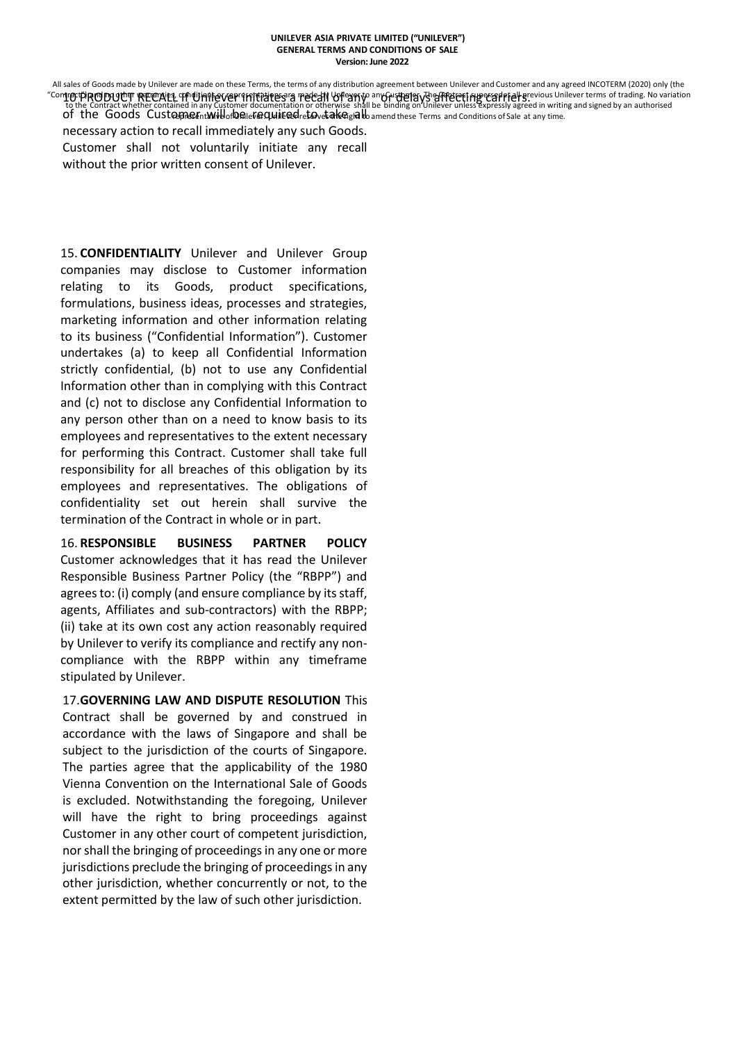**14. PRODUCT RECALL** If Unilever initiates a recall of any of the Goods Customer will be required to take all necessary action to recall immediately any such Goods. Customer shall not voluntarily initiate any recall without the prior written consent of Unilever.

**15. CONFIDENTIALITY** Unilever and Unilever Group companies may disclose to Customer information relating to its Goods, product specifications, formulations, business ideas, processes and strategies, marketing information and other information relating to its business ("Confidential Information"). Customer undertakes (a) to keep all Confidential Information strictly confidential, (b) not to use any Confidential Information other than in complying with this Contract and (c) not to disclose any Confidential Information to any person other than on a need to know basis to its employees and representatives to the extent necessary for performing this Contract. Customer shall take full responsibility for all breaches of this obligation by its employees and representatives. The obligations of confidentiality set out herein shall survive the termination of the Contract in whole or in part.

**16. RESPONSIBLE BUSINESS PARTNER POLICY** Customer acknowledges that it has read the Unilever Responsible Business Partner Policy (the "RBPP") and agrees to: (i) comply (and ensure compliance by its staff, agents, Affiliates and sub-contractors) with the RBPP; (ii) take at its own cost any action reasonably required by Unilever to verify its compliance and rectify any non-compliance with the RBPP within any timeframe stipulated by Unilever.

**17. GOVERNING LAW AND DISPUTE RESOLUTION** This Contract shall be governed by and construed in accordance with the laws of Singapore and shall be subject to the jurisdiction of the courts of Singapore. The parties agree that the applicability of the 1980 Vienna Convention on the International Sale of Goods is excluded. Notwithstanding the foregoing, Unilever will have the right to bring proceedings against Customer in any other court of competent jurisdiction, nor shall the bringing of proceedings in any one or more jurisdictions preclude the bringing of proceedings in any other jurisdiction, whether concurrently or not, to the extent permitted by the law of such other jurisdiction.